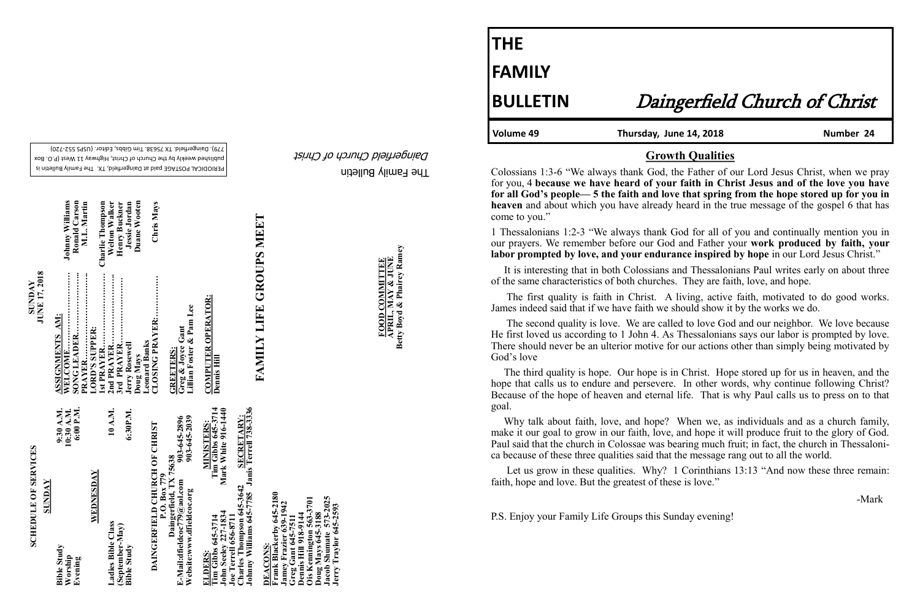# THE FAMILY BULLETIN

## Daingerfield Church of Christ

**Volume 49** | **Thursday, June 14, 2018** | **Number 24**

## Growth Qualities

Colossians 1:3-6 "We always thank God, the Father of our Lord Jesus Christ, when we pray for you, 4 **because we have heard of your faith in Christ Jesus and of the love you have for all God's people— 5 the faith and love that spring from the hope stored up for you in heaven** and about which you have already heard in the true message of the gospel 6 that has come to you."

1 Thessalonians 1:2-3 "We always thank God for all of you and continually mention you in our prayers. We remember before our God and Father your **work produced by faith, your labor prompted by love, and your endurance inspired by hope** in our Lord Jesus Christ."

It is interesting that in both Colossians and Thessalonians Paul writes early on about three of the same characteristics of both churches. They are faith, love, and hope.

The first quality is faith in Christ. A living, active faith, motivated to do good works. James indeed said that if we have faith we should show it by the works we do.

The second quality is love. We are called to love God and our neighbor. We love because He first loved us according to 1 John 4. As Thessalonians says our labor is prompted by love. There should never be an ulterior motive for our actions other than simply being motivated by God's love

The third quality is hope. Our hope is in Christ. Hope stored up for us in heaven, and the hope that calls us to endure and persevere. In other words, why continue following Christ? Because of the hope of heaven and eternal life. That is why Paul calls us to press on to that goal.

Why talk about faith, love, and hope? When we, as individuals and as a church family, make it our goal to grow in our faith, love, and hope it will produce fruit to the glory of God. Paul said that the church in Colossae was bearing much fruit; in fact, the church in Thessalonica because of these three qualities said that the message rang out to all the world.

Let us grow in these qualities. Why? 1 Corinthians 13:13 "And now these three remain: faith, hope and love. But the greatest of these is love."

-Mark

P.S. Enjoy your Family Life Groups this Sunday evening!

---

### SCHEDULE OF SERVICES

**SUNDAY**

| | |
|---|---|
| Bible Study | 9:30 A.M. |
| Worship | 10:30 A.M. |
| Evening | 6:00 P.M. |

**WEDNESDAY**

| | |
|---|---|
| Ladies Bible Class (September-May) | 10 A.M. |
| Bible Study | 6:30P.M. |

**DAINGERFIELD CHURCH OF CHRIST**
P.O. Box 779
Daingerfield, TX 75638
E-Mail:dfieldcoc779@aol.com 903-645-2896
Website:www.dfieldcoc.org 903-645-2039

**ELDERS:**
Tim Gibbs 645-3714
John Seeley 227-1834
Joe Terrell 656-8711
Charles Thompson 645-3642
Johnny Williams 645-7785

**MINISTERS:**
Tim Gibbs 645-3714
Mark White 916-1440

**SECRETARY:**
Janis Terrell 738-3336

**DEACONS:**
Frank Blackerby 645-2180
Jamey Frazier 639-1942
Greg Gant 645-7511
Dennis Hill 918-9144
Ois Kennington 563-3701
Doug Mays 645-3188
Jacob Shumate 573-2025
Jerry Traylor 645-2593

### SUNDAY JUNE 17, 2018

**ASSIGNMENTS AM:**

| | |
|---|---|
| WELCOME | Johnny Williams |
| SONG LEADER | Ronald Carson |
| PRAYER | M.L. Martin |
| LORD'S SUPPER: | |
| 1st PRAYER | Charlie Thompson |
| 2nd PRAYER | Welton Walker |
| 3rd PRAYER | Henry Buckner |
| Jerry Rosewell | Jessie Jordan |
| Doug Mays | Duane Wooten |
| Leonard Banks | |
| CLOSING PRAYER | Chris Mays |

**GREETERS:**
Greg & Joyce Gant
Lillian Foster & Pam Lee

**COMPUTER OPERATOR:**
Dennis Hill

**FAMILY LIFE GROUPS MEET**

**FOOD COMMITTEE**
**APRIL, MAY & JUNE**
**Betty Boyd & Phairey Ramey**

PERIODICAL POSTAGE paid at Daingerfield, TX. The Family Bulletin is published weekly by the Church of Christ, Highway 11 West (P.O. Box 779), Daingerfield, TX 75638. Tim Gibbs, Editor. (USPS 552-720)

The Family Bulletin
*Daingerfield Church of Christ*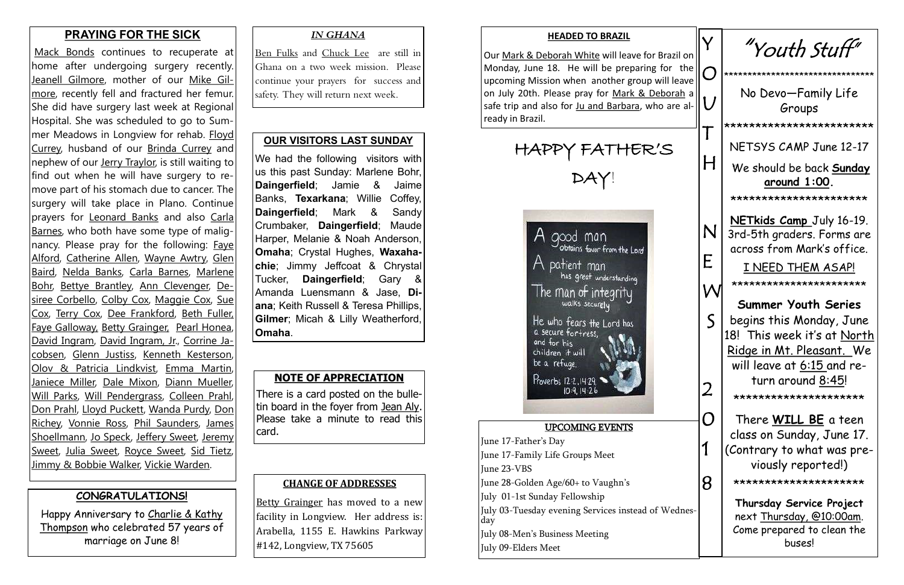## PRAYING FOR THE SICK

Mack Bonds continues to recuperate at home after undergoing surgery recently. Jeanell Gilmore, mother of our Mike Gilmore, recently fell and fractured her femur. She did have surgery last week at Regional Hospital. She was scheduled to go to Summer Meadows in Longview for rehab. Floyd Currey, husband of our Brinda Currey and nephew of our Jerry Traylor, is still waiting to find out when he will have surgery to remove part of his stomach due to cancer. The surgery will take place in Plano. Continue prayers for Leonard Banks and also Carla Barnes, who both have some type of malignancy. Please pray for the following: Faye Alford, Catherine Allen, Wayne Awtry, Glen Baird, Nelda Banks, Carla Barnes, Marlene Bohr, Bettye Brantley, Ann Clevenger, Desiree Corbello, Colby Cox, Maggie Cox, Sue Cox, Terry Cox, Dee Frankford, Beth Fuller, Faye Galloway, Betty Grainger, Pearl Honea, David Ingram, David Ingram, Jr., Corrine Jacobsen, Glenn Justiss, Kenneth Kesterson, Olov & Patricia Lindkvist, Emma Martin, Janiece Miller, Dale Mixon, Diann Mueller, Will Parks, Will Pendergrass, Colleen Prahl, Don Prahl, Lloyd Puckett, Wanda Purdy, Don Richey, Vonnie Ross, Phil Saunders, James Shoellmann, Jo Speck, Jeffery Sweet, Jeremy Sweet, Julia Sweet, Royce Sweet, Sid Tietz, Jimmy & Bobbie Walker, Vickie Warden.

## CONGRATULATIONS!

Happy Anniversary to Charlie & Kathy Thompson who celebrated 57 years of marriage on June 8!

## *IN GHANA*

Ben Fulks and Chuck Lee are still in Ghana on a two week mission. Please continue your prayers for success and safety. They will return next week.

## OUR VISITORS LAST SUNDAY

We had the following visitors with us this past Sunday: Marlene Bohr, **Daingerfield**; Jamie & Jaime Banks, **Texarkana**; Willie Coffey, **Daingerfield**; Mark & Sandy Crumbaker, **Daingerfield**; Maude Harper, Melanie & Noah Anderson, **Omaha**; Crystal Hughes, **Waxahachie**; Jimmy Jeffcoat & Chrystal Tucker, **Daingerfield**; Gary & Amanda Luensmann & Jase, **Diana**; Keith Russell & Teresa Phillips, **Gilmer**; Micah & Lilly Weatherford, **Omaha**.

## NOTE OF APPRECIATION

There is a card posted on the bulletin board in the foyer from Jean Aly. Please take a minute to read this card.

## CHANGE OF ADDRESSES

Betty Grainger has moved to a new facility in Longview. Her address is: Arabella, 1155 E. Hawkins Parkway #142, Longview, TX 75605

## HEADED TO BRAZIL

Our Mark & Deborah White will leave for Brazil on Monday, June 18. He will be preparing for the upcoming Mission when another group will leave on July 20th. Please pray for Mark & Deborah a safe trip and also for Ju and Barbara, who are already in Brazil.

## HAPPY FATHER'S DAY!

A good man obtains favor from the Lord
A patient man has great understanding
The man of integrity walks securely
He who fears the Lord has a secure fortress, and for his children it will be a refuge.
Proverbs 12:2, 14:29, 10:9, 14:26

## UPCOMING EVENTS

June 17-Father's Day
June 17-Family Life Groups Meet
June 23-VBS
June 28-Golden Age/60+ to Vaughn's
July 01-1st Sunday Fellowship
July 03-Tuesday evening Services instead of Wednesday
July 08-Men's Business Meeting
July 09-Elders Meet

## YOUTH NEWS 2018

## "Youth Stuff"

No Devo—Family Life Groups

NETSYS CAMP June 12-17

We should be back **Sunday around 1:00**.

**NETkids Camp** July 16-19. 3rd-5th graders. Forms are across from Mark's office.

I NEED THEM ASAP!

**Summer Youth Series** begins this Monday, June 18! This week it's at North Ridge in Mt. Pleasant. We will leave at 6:15 and return around 8:45!

There **WILL BE** a teen class on Sunday, June 17. (Contrary to what was previously reported!)

**Thursday Service Project** next Thursday, @10:00am. Come prepared to clean the buses!